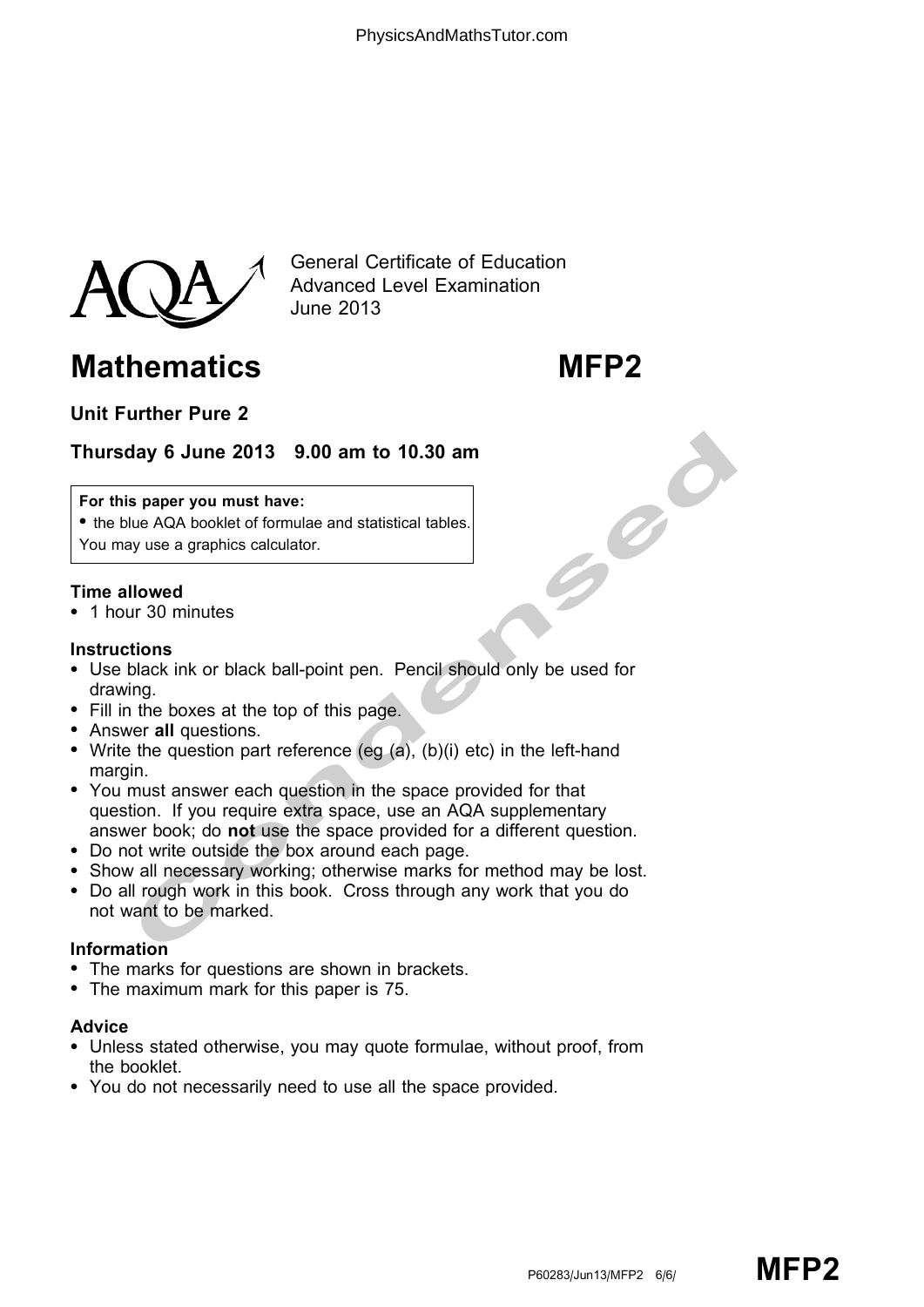General Certificate of Education
Advanced Level Examination
June 2013

# Mathematics MFP2

**Unit Further Pure 2**

**Thursday 6 June 2013 9.00 am to 10.30 am**

**For this paper you must have:**
- the blue AQA booklet of formulae and statistical tables.

You may use a graphics calculator.

### Time allowed
- 1 hour 30 minutes

### Instructions
- Use black ink or black ball-point pen. Pencil should only be used for drawing.
- Fill in the boxes at the top of this page.
- Answer **all** questions.
- Write the question part reference (eg (a), (b)(i) etc) in the left-hand margin.
- You must answer each question in the space provided for that question. If you require extra space, use an AQA supplementary answer book; do **not** use the space provided for a different question.
- Do not write outside the box around each page.
- Show all necessary working; otherwise marks for method may be lost.
- Do all rough work in this book. Cross through any work that you do not want to be marked.

### Information
- The marks for questions are shown in brackets.
- The maximum mark for this paper is 75.

### Advice
- Unless stated otherwise, you may quote formulae, without proof, from the booklet.
- You do not necessarily need to use all the space provided.

P60283/Jun13/MFP2 6/6/ **MFP2**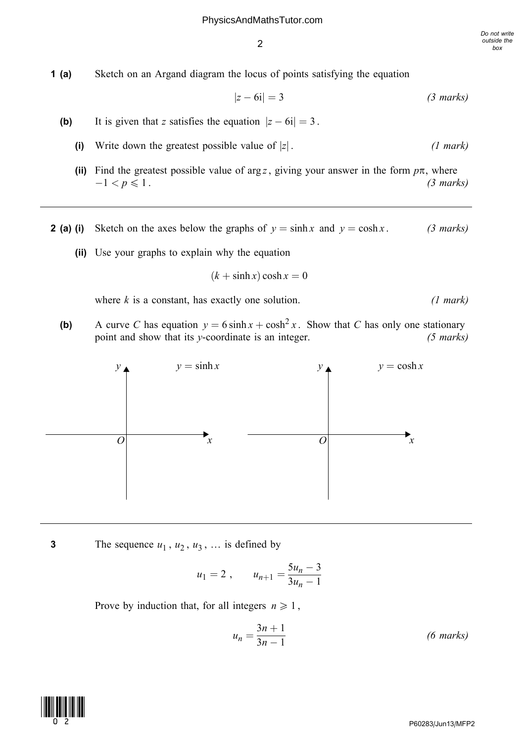**1 (a)** Sketch on an Argand diagram the locus of points satisfying the equation

$$|z - 6\mathrm{i}| = 3$$

*(3 marks)*

**(b)** It is given that $z$ satisfies the equation $|z - 6\mathrm{i}| = 3$.

**(i)** Write down the greatest possible value of $|z|$. *(1 mark)*

**(ii)** Find the greatest possible value of $\arg z$, giving your answer in the form $p\pi$, where $-1 < p \leqslant 1$. *(3 marks)*

---

**2 (a) (i)** Sketch on the axes below the graphs of $y = \sinh x$ and $y = \cosh x$. *(3 marks)*

**(ii)** Use your graphs to explain why the equation

$$(k + \sinh x)\cosh x = 0$$

where $k$ is a constant, has exactly one solution. *(1 mark)*

**(b)** A curve $C$ has equation $y = 6\sinh x + \cosh^2 x$. Show that $C$ has only one stationary point and show that its $y$-coordinate is an integer. *(5 marks)*

$y = \sinh x$

$y = \cosh x$

---

**3** The sequence $u_1, u_2, u_3, \ldots$ is defined by

$$u_1 = 2, \qquad u_{n+1} = \frac{5u_n - 3}{3u_n - 1}$$

Prove by induction that, for all integers $n \geqslant 1$,

$$u_n = \frac{3n + 1}{3n - 1}$$

*(6 marks)*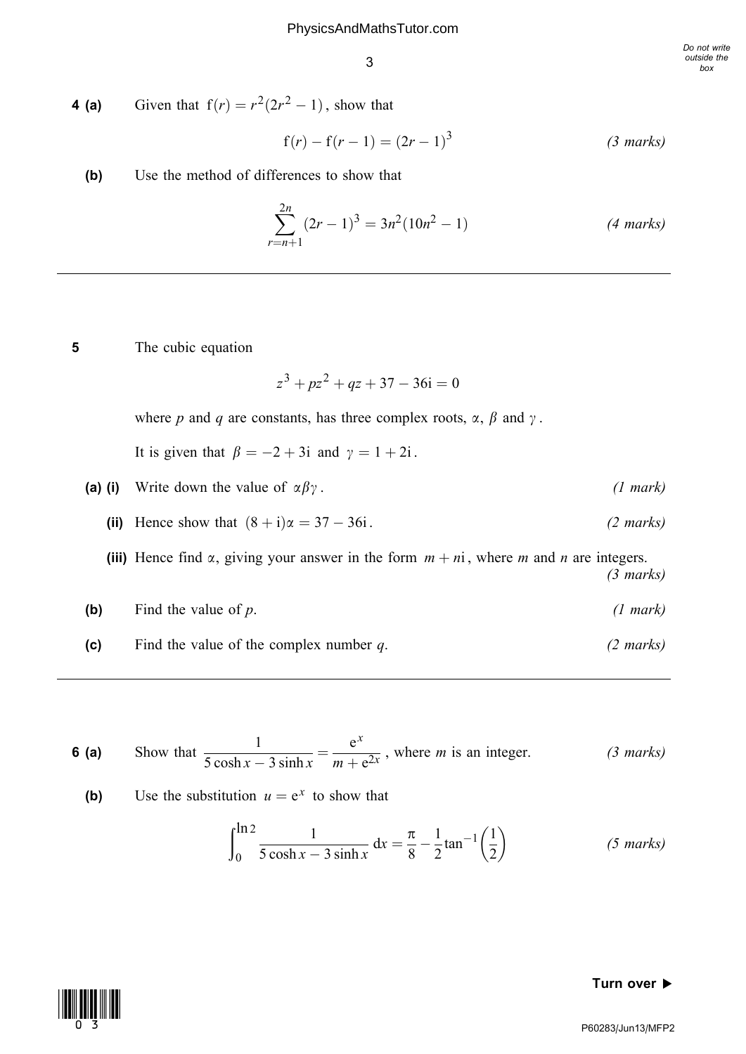**4 (a)** Given that $\mathrm{f}(r) = r^2(2r^2 - 1)$, show that

$$\mathrm{f}(r) - \mathrm{f}(r-1) = (2r-1)^3$$

*(3 marks)*

**(b)** Use the method of differences to show that

$$\sum_{r=n+1}^{2n} (2r-1)^3 = 3n^2(10n^2 - 1)$$

*(4 marks)*

---

**5** The cubic equation

$$z^3 + pz^2 + qz + 37 - 36\mathrm{i} = 0$$

where $p$ and $q$ are constants, has three complex roots, $\alpha$, $\beta$ and $\gamma$.

It is given that $\beta = -2 + 3\mathrm{i}$ and $\gamma = 1 + 2\mathrm{i}$.

**(a) (i)** Write down the value of $\alpha\beta\gamma$. *(1 mark)*

**(ii)** Hence show that $(8 + \mathrm{i})\alpha = 37 - 36\mathrm{i}$. *(2 marks)*

**(iii)** Hence find $\alpha$, giving your answer in the form $m + n\mathrm{i}$, where $m$ and $n$ are integers. *(3 marks)*

**(b)** Find the value of $p$. *(1 mark)*

**(c)** Find the value of the complex number $q$. *(2 marks)*

---

**6 (a)** Show that $\dfrac{1}{5\cosh x - 3\sinh x} = \dfrac{\mathrm{e}^x}{m + \mathrm{e}^{2x}}$, where $m$ is an integer. *(3 marks)*

**(b)** Use the substitution $u = \mathrm{e}^x$ to show that

$$\int_0^{\ln 2} \frac{1}{5\cosh x - 3\sinh x}\,\mathrm{d}x = \frac{\pi}{8} - \frac{1}{2}\tan^{-1}\left(\frac{1}{2}\right)$$

*(5 marks)*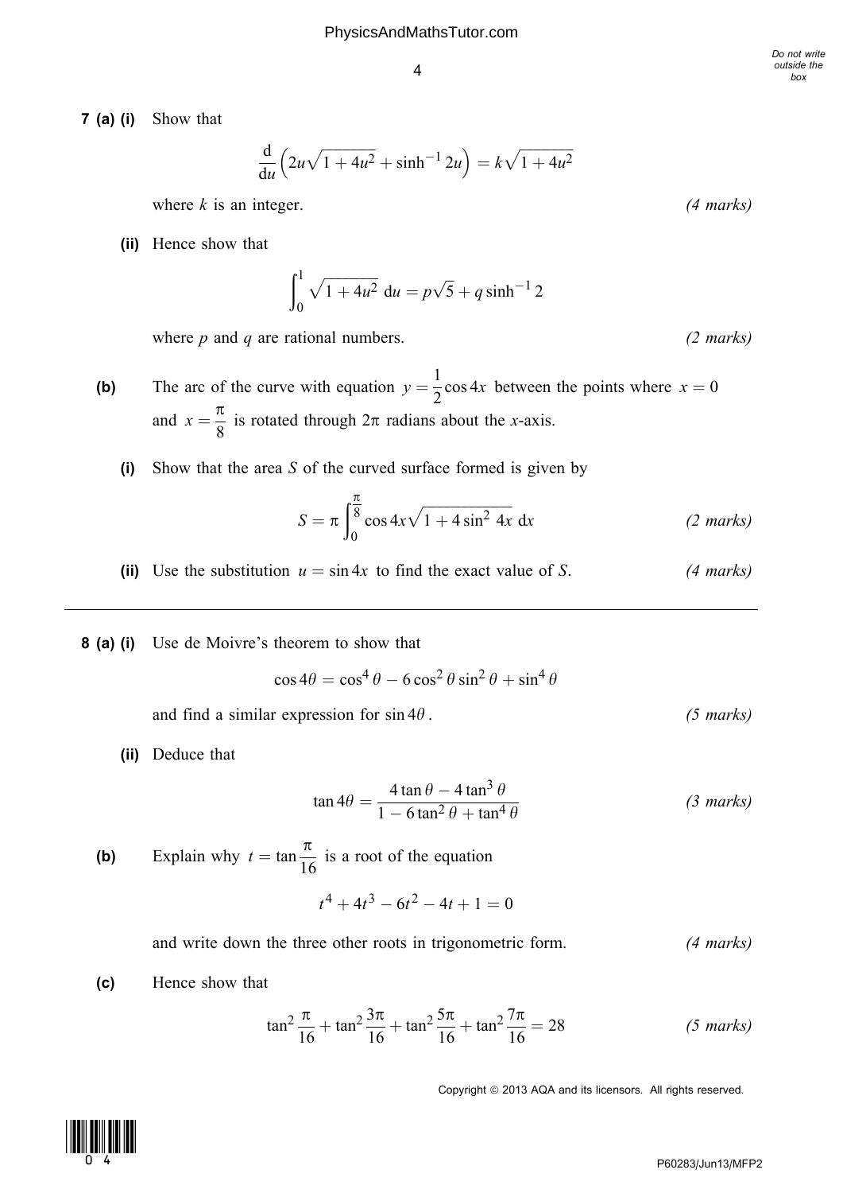**7 (a) (i)** Show that

$$\frac{\mathrm{d}}{\mathrm{d}u}\left(2u\sqrt{1+4u^2}+\sinh^{-1}2u\right)=k\sqrt{1+4u^2}$$

where $k$ is an integer. *(4 marks)*

**(ii)** Hence show that

$$\int_0^1 \sqrt{1+4u^2}\,\mathrm{d}u = p\sqrt{5}+q\sinh^{-1}2$$

where $p$ and $q$ are rational numbers. *(2 marks)*

**(b)** The arc of the curve with equation $y=\dfrac{1}{2}\cos 4x$ between the points where $x=0$ and $x=\dfrac{\pi}{8}$ is rotated through $2\pi$ radians about the $x$-axis.

**(i)** Show that the area $S$ of the curved surface formed is given by

$$S=\pi\int_0^{\frac{\pi}{8}}\cos 4x\sqrt{1+4\sin^2 4x}\,\mathrm{d}x$$ *(2 marks)*

**(ii)** Use the substitution $u=\sin 4x$ to find the exact value of $S$. *(4 marks)*

---

**8 (a) (i)** Use de Moivre's theorem to show that

$$\cos 4\theta = \cos^4\theta - 6\cos^2\theta\sin^2\theta + \sin^4\theta$$

and find a similar expression for $\sin 4\theta$. *(5 marks)*

**(ii)** Deduce that

$$\tan 4\theta = \frac{4\tan\theta - 4\tan^3\theta}{1-6\tan^2\theta+\tan^4\theta}$$ *(3 marks)*

**(b)** Explain why $t=\tan\dfrac{\pi}{16}$ is a root of the equation

$$t^4+4t^3-6t^2-4t+1=0$$

and write down the three other roots in trigonometric form. *(4 marks)*

**(c)** Hence show that

$$\tan^2\frac{\pi}{16}+\tan^2\frac{3\pi}{16}+\tan^2\frac{5\pi}{16}+\tan^2\frac{7\pi}{16}=28$$ *(5 marks)*

Copyright © 2013 AQA and its licensors. All rights reserved.